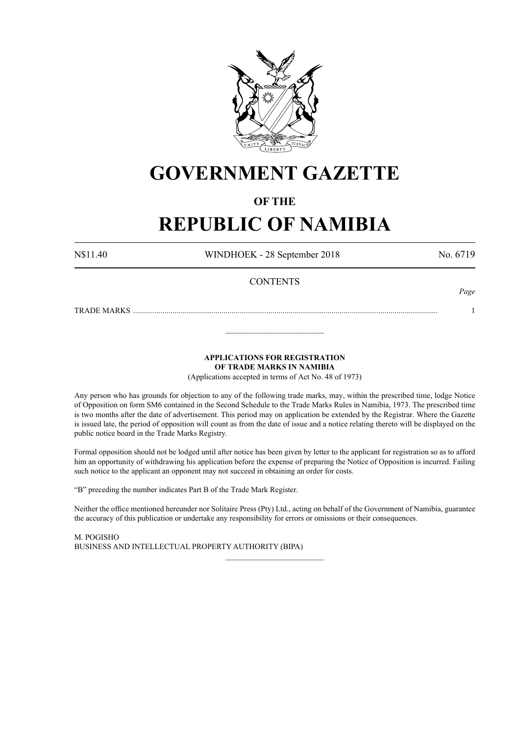# GOVERNMENT GAZETTE

## OF THE

# REPUBLIC OF NAMIBIA

N$11.40 WINDHOEK - 28 September 2018 No. 6719

CONTENTS

*Page*

TRADE MARKS ........................................................................................................................................................... 1

---

**APPLICATIONS FOR REGISTRATION OF TRADE MARKS IN NAMIBIA**

(Applications accepted in terms of Act No. 48 of 1973)

Any person who has grounds for objection to any of the following trade marks, may, within the prescribed time, lodge Notice of Opposition on form SM6 contained in the Second Schedule to the Trade Marks Rules in Namibia, 1973. The prescribed time is two months after the date of advertisement. This period may on application be extended by the Registrar. Where the Gazette is issued late, the period of opposition will count as from the date of issue and a notice relating thereto will be displayed on the public notice board in the Trade Marks Registry.

Formal opposition should not be lodged until after notice has been given by letter to the applicant for registration so as to afford him an opportunity of withdrawing his application before the expense of preparing the Notice of Opposition is incurred. Failing such notice to the applicant an opponent may not succeed in obtaining an order for costs.

"B" preceding the number indicates Part B of the Trade Mark Register.

Neither the office mentioned hereunder nor Solitaire Press (Pty) Ltd., acting on behalf of the Government of Namibia, guarantee the accuracy of this publication or undertake any responsibility for errors or omissions or their consequences.

M. POGISHO
BUSINESS AND INTELLECTUAL PROPERTY AUTHORITY (BIPA)

---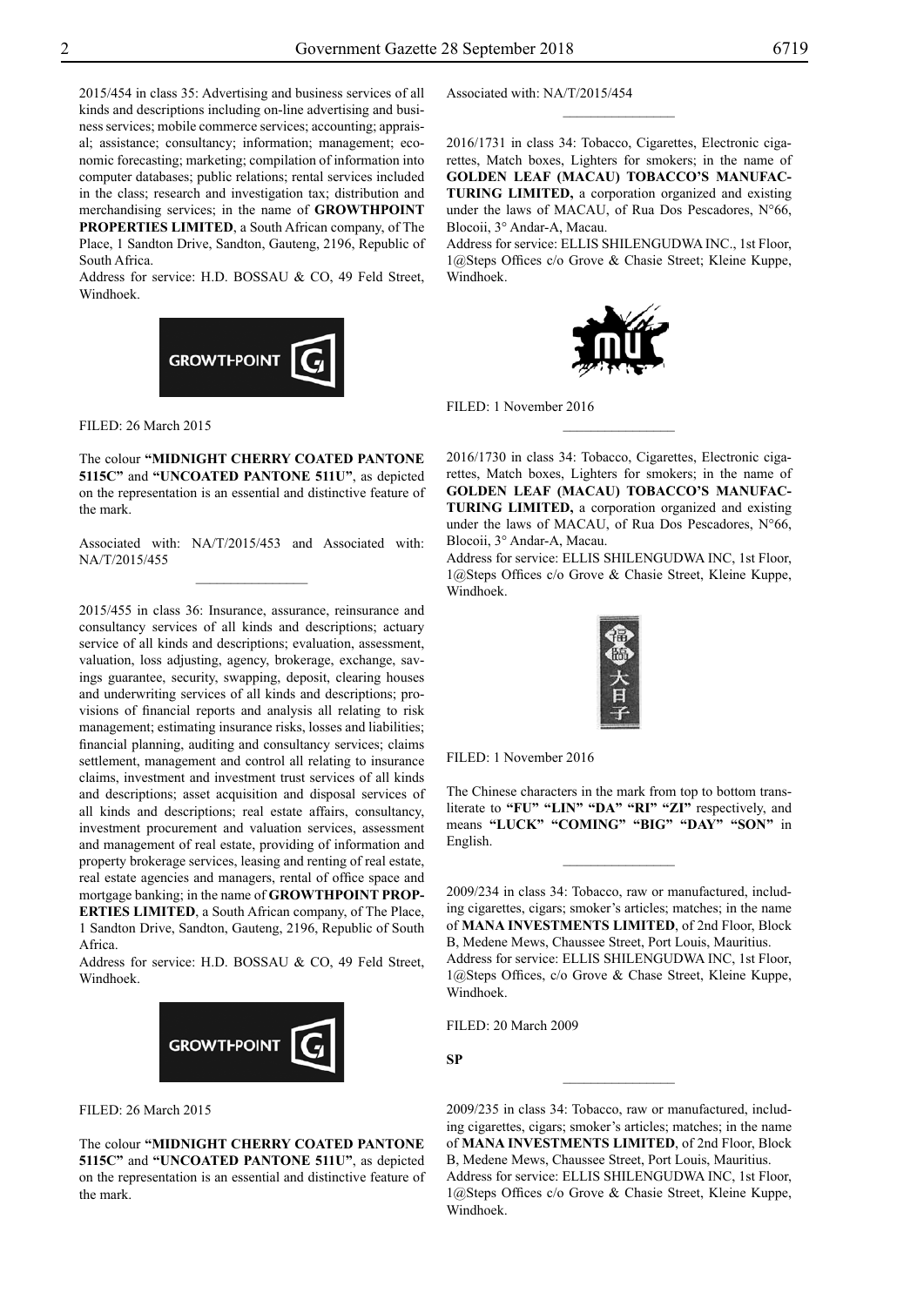2015/454 in class 35: Advertising and business services of all kinds and descriptions including on-line advertising and business services; mobile commerce services; accounting; appraisal; assistance; consultancy; information; management; economic forecasting; marketing; compilation of information into computer databases; public relations; rental services included in the class; research and investigation tax; distribution and merchandising services; in the name of **GROWTHPOINT PROPERTIES LIMITED**, a South African company, of The Place, 1 Sandton Drive, Sandton, Gauteng, 2196, Republic of South Africa.

Address for service: H.D. BOSSAU & CO, 49 Feld Street, Windhoek.

FILED: 26 March 2015

The colour **"MIDNIGHT CHERRY COATED PANTONE 5115C"** and **"UNCOATED PANTONE 511U"**, as depicted on the representation is an essential and distinctive feature of the mark.

Associated with: NA/T/2015/453 and Associated with: NA/T/2015/455

---

2015/455 in class 36: Insurance, assurance, reinsurance and consultancy services of all kinds and descriptions; actuary service of all kinds and descriptions; evaluation, assessment, valuation, loss adjusting, agency, brokerage, exchange, savings guarantee, security, swapping, deposit, clearing houses and underwriting services of all kinds and descriptions; provisions of financial reports and analysis all relating to risk management; estimating insurance risks, losses and liabilities; financial planning, auditing and consultancy services; claims settlement, management and control all relating to insurance claims, investment and investment trust services of all kinds and descriptions; asset acquisition and disposal services of all kinds and descriptions; real estate affairs, consultancy, investment procurement and valuation services, assessment and management of real estate, providing of information and property brokerage services, leasing and renting of real estate, real estate agencies and managers, rental of office space and mortgage banking; in the name of **GROWTHPOINT PROPERTIES LIMITED**, a South African company, of The Place, 1 Sandton Drive, Sandton, Gauteng, 2196, Republic of South Africa.

Address for service: H.D. BOSSAU & CO, 49 Feld Street, Windhoek.

FILED: 26 March 2015

The colour **"MIDNIGHT CHERRY COATED PANTONE 5115C"** and **"UNCOATED PANTONE 511U"**, as depicted on the representation is an essential and distinctive feature of the mark.

Associated with: NA/T/2015/454

---

2016/1731 in class 34: Tobacco, Cigarettes, Electronic cigarettes, Match boxes, Lighters for smokers; in the name of **GOLDEN LEAF (MACAU) TOBACCO'S MANUFACTURING LIMITED,** a corporation organized and existing under the laws of MACAU, of Rua Dos Pescadores, N°66, Blocoii, 3° Andar-A, Macau.

Address for service: ELLIS SHILENGUDWA INC., 1st Floor, 1@Steps Offices c/o Grove & Chasie Street; Kleine Kuppe, Windhoek.

FILED: 1 November 2016

---

2016/1730 in class 34: Tobacco, Cigarettes, Electronic cigarettes, Match boxes, Lighters for smokers; in the name of **GOLDEN LEAF (MACAU) TOBACCO'S MANUFACTURING LIMITED,** a corporation organized and existing under the laws of MACAU, of Rua Dos Pescadores, N°66, Blocoii, 3° Andar-A, Macau.

Address for service: ELLIS SHILENGUDWA INC, 1st Floor, 1@Steps Offices c/o Grove & Chasie Street, Kleine Kuppe, Windhoek.

FILED: 1 November 2016

The Chinese characters in the mark from top to bottom transliterate to **"FU" "LIN" "DA" "RI" "ZI"** respectively, and means **"LUCK" "COMING" "BIG" "DAY" "SON"** in English.

---

2009/234 in class 34: Tobacco, raw or manufactured, including cigarettes, cigars; smoker's articles; matches; in the name of **MANA INVESTMENTS LIMITED**, of 2nd Floor, Block B, Medene Mews, Chaussee Street, Port Louis, Mauritius.

Address for service: ELLIS SHILENGUDWA INC, 1st Floor, 1@Steps Offices, c/o Grove & Chase Street, Kleine Kuppe, Windhoek.

FILED: 20 March 2009

**SP**

---

2009/235 in class 34: Tobacco, raw or manufactured, including cigarettes, cigars; smoker's articles; matches; in the name of **MANA INVESTMENTS LIMITED**, of 2nd Floor, Block B, Medene Mews, Chaussee Street, Port Louis, Mauritius.

Address for service: ELLIS SHILENGUDWA INC, 1st Floor, 1@Steps Offices c/o Grove & Chasie Street, Kleine Kuppe, Windhoek.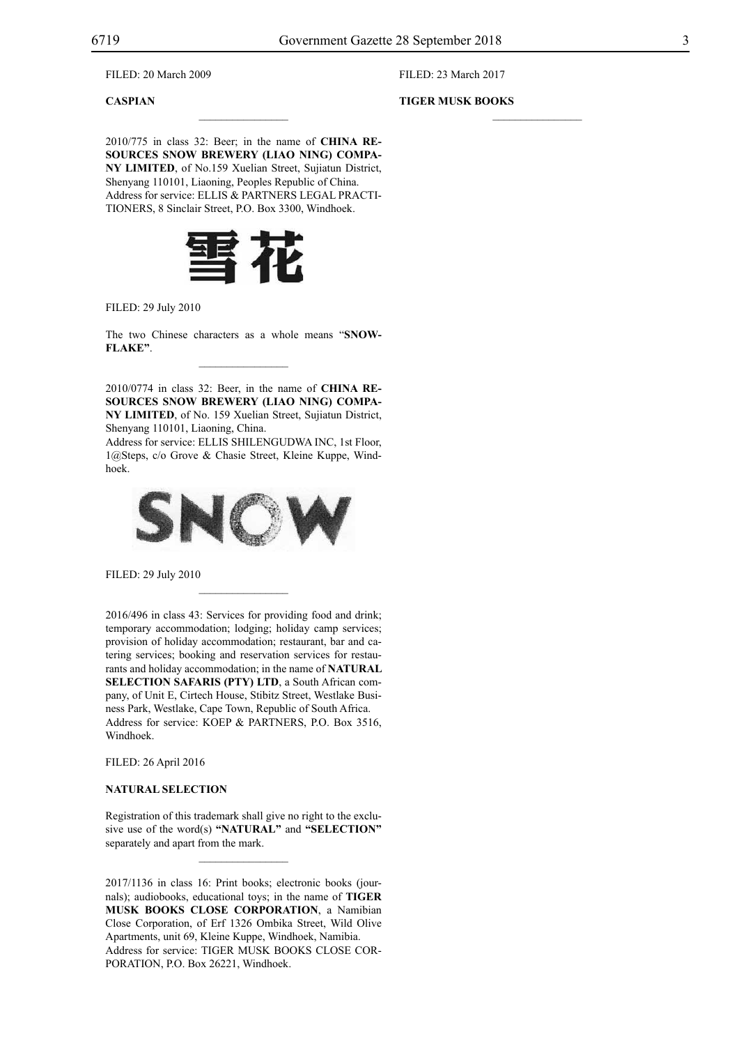FILED: 20 March 2009

**CASPIAN**

2010/775 in class 32: Beer; in the name of **CHINA RESOURCES SNOW BREWERY (LIAO NING) COMPANY LIMITED**, of No.159 Xuelian Street, Sujiatun District, Shenyang 110101, Liaoning, Peoples Republic of China. Address for service: ELLIS & PARTNERS LEGAL PRACTITIONERS, 8 Sinclair Street, P.O. Box 3300, Windhoek.

雪花

FILED: 29 July 2010

The two Chinese characters as a whole means "**SNOWFLAKE"**.

2010/0774 in class 32: Beer, in the name of **CHINA RESOURCES SNOW BREWERY (LIAO NING) COMPANY LIMITED**, of No. 159 Xuelian Street, Sujiatun District, Shenyang 110101, Liaoning, China.
Address for service: ELLIS SHILENGUDWA INC, 1st Floor, 1@Steps, c/o Grove & Chasie Street, Kleine Kuppe, Windhoek.

SNOW

FILED: 29 July 2010

2016/496 in class 43: Services for providing food and drink; temporary accommodation; lodging; holiday camp services; provision of holiday accommodation; restaurant, bar and catering services; booking and reservation services for restaurants and holiday accommodation; in the name of **NATURAL SELECTION SAFARIS (PTY) LTD**, a South African company, of Unit E, Cirtech House, Stibitz Street, Westlake Business Park, Westlake, Cape Town, Republic of South Africa. Address for service: KOEP & PARTNERS, P.O. Box 3516, Windhoek.

FILED: 26 April 2016

**NATURAL SELECTION**

Registration of this trademark shall give no right to the exclusive use of the word(s) **"NATURAL"** and **"SELECTION"** separately and apart from the mark.

2017/1136 in class 16: Print books; electronic books (journals); audiobooks, educational toys; in the name of **TIGER MUSK BOOKS CLOSE CORPORATION**, a Namibian Close Corporation, of Erf 1326 Ombika Street, Wild Olive Apartments, unit 69, Kleine Kuppe, Windhoek, Namibia. Address for service: TIGER MUSK BOOKS CLOSE CORPORATION, P.O. Box 26221, Windhoek.

FILED: 23 March 2017

**TIGER MUSK BOOKS**